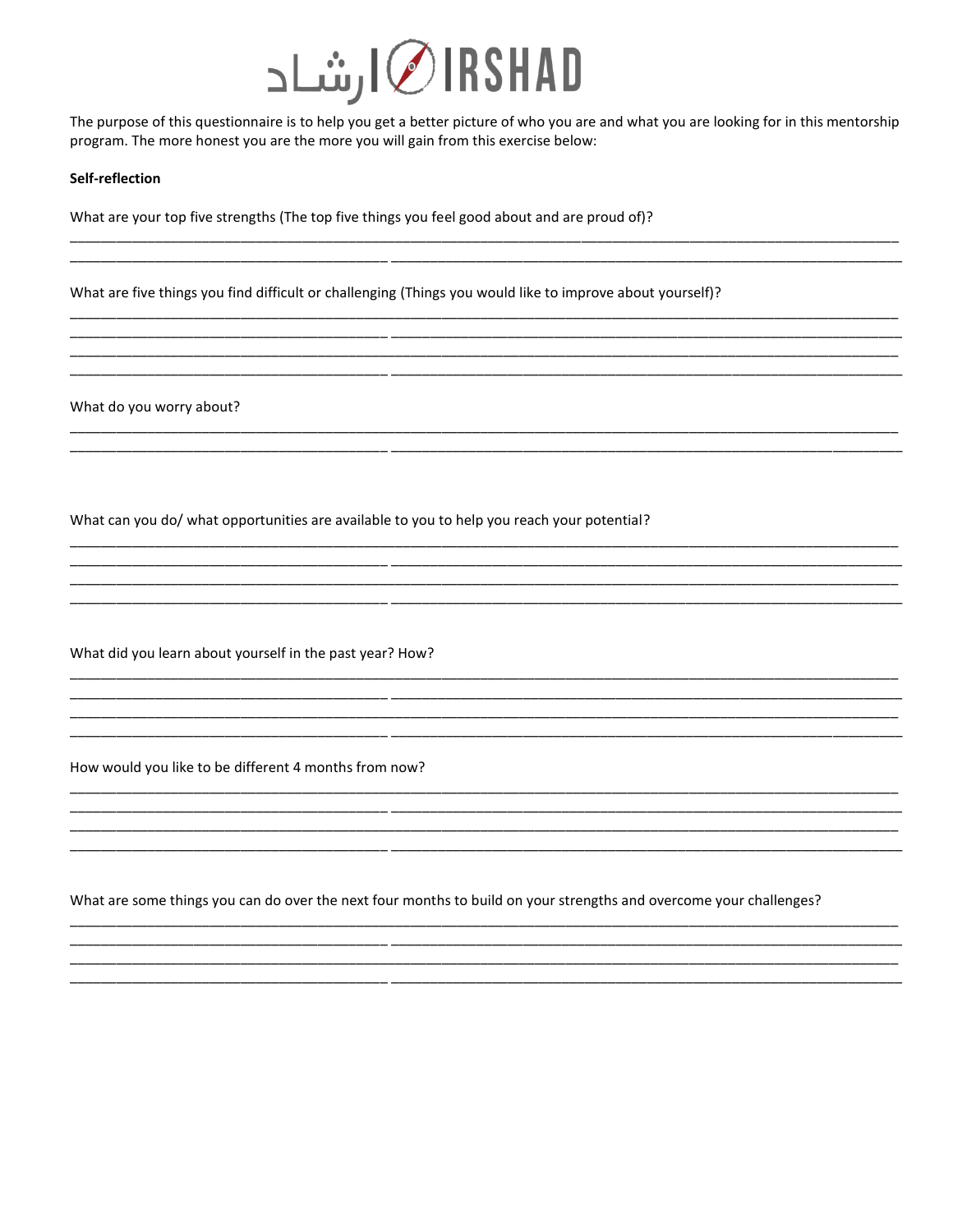# ارشاد IRSHAD

The purpose of this questionnaire is to help you get a better picture of who you are and what you are looking for in this mentorship program. The more honest you are the more you will gain from this exercise below:

**Self-reflection**

What are your top five strengths (The top five things you feel good about and are proud of)?

_______________________________________________________________________________________________

_______________________________________________________________________________________________

What are five things you find difficult or challenging (Things you would like to improve about yourself)?

_______________________________________________________________________________________________

_______________________________________________________________________________________________

_______________________________________________________________________________________________

_______________________________________________________________________________________________

What do you worry about?

_______________________________________________________________________________________________

_______________________________________________________________________________________________

What can you do/ what opportunities are available to you to help you reach your potential?

_______________________________________________________________________________________________

_______________________________________________________________________________________________

_______________________________________________________________________________________________

_______________________________________________________________________________________________

What did you learn about yourself in the past year? How?

_______________________________________________________________________________________________

_______________________________________________________________________________________________

_______________________________________________________________________________________________

_______________________________________________________________________________________________

How would you like to be different 4 months from now?

_______________________________________________________________________________________________

_______________________________________________________________________________________________

_______________________________________________________________________________________________

_______________________________________________________________________________________________

What are some things you can do over the next four months to build on your strengths and overcome your challenges?

_______________________________________________________________________________________________

_______________________________________________________________________________________________

_______________________________________________________________________________________________

_______________________________________________________________________________________________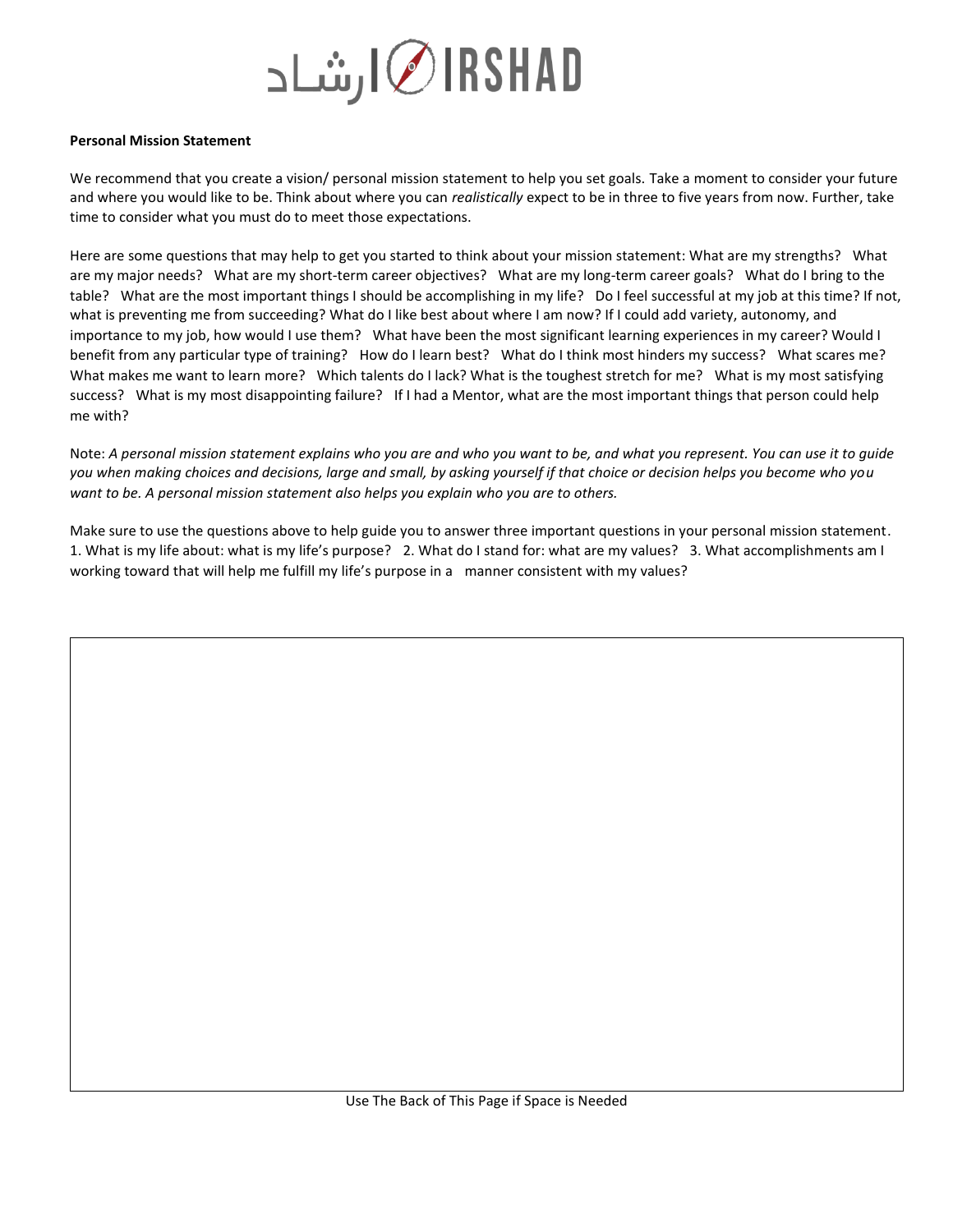ارشاد IRSHAD

**Personal Mission Statement**

We recommend that you create a vision/ personal mission statement to help you set goals. Take a moment to consider your future and where you would like to be. Think about where you can *realistically* expect to be in three to five years from now. Further, take time to consider what you must do to meet those expectations.

Here are some questions that may help to get you started to think about your mission statement: What are my strengths? What are my major needs? What are my short-term career objectives? What are my long-term career goals? What do I bring to the table? What are the most important things I should be accomplishing in my life? Do I feel successful at my job at this time? If not, what is preventing me from succeeding? What do I like best about where I am now? If I could add variety, autonomy, and importance to my job, how would I use them? What have been the most significant learning experiences in my career? Would I benefit from any particular type of training? How do I learn best? What do I think most hinders my success? What scares me? What makes me want to learn more? Which talents do I lack? What is the toughest stretch for me? What is my most satisfying success? What is my most disappointing failure? If I had a Mentor, what are the most important things that person could help me with?

Note: *A personal mission statement explains who you are and who you want to be, and what you represent. You can use it to guide you when making choices and decisions, large and small, by asking yourself if that choice or decision helps you become who you want to be. A personal mission statement also helps you explain who you are to others.*

Make sure to use the questions above to help guide you to answer three important questions in your personal mission statement. 1. What is my life about: what is my life's purpose? 2. What do I stand for: what are my values? 3. What accomplishments am I working toward that will help me fulfill my life's purpose in a manner consistent with my values?

Use The Back of This Page if Space is Needed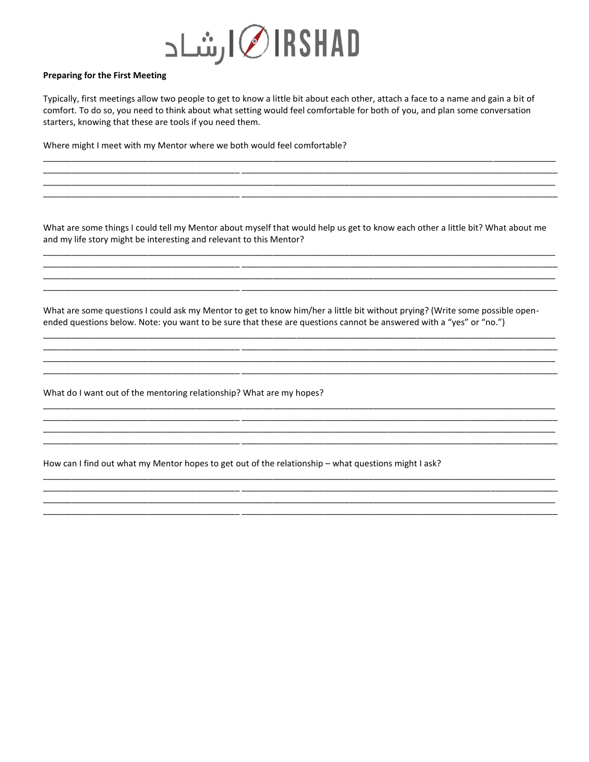**Preparing for the First Meeting**

Typically, first meetings allow two people to get to know a little bit about each other, attach a face to a name and gain a bit of comfort. To do so, you need to think about what setting would feel comfortable for both of you, and plan some conversation starters, knowing that these are tools if you need them.

Where might I meet with my Mentor where we both would feel comfortable?

______________________________________________________________________________________________
______________________________________________________________________________________________
______________________________________________________________________________________________
______________________________________________________________________________________________

What are some things I could tell my Mentor about myself that would help us get to know each other a little bit? What about me and my life story might be interesting and relevant to this Mentor?

______________________________________________________________________________________________
______________________________________________________________________________________________
______________________________________________________________________________________________
______________________________________________________________________________________________

What are some questions I could ask my Mentor to get to know him/her a little bit without prying? (Write some possible open-ended questions below. Note: you want to be sure that these are questions cannot be answered with a "yes" or "no.")

______________________________________________________________________________________________
______________________________________________________________________________________________
______________________________________________________________________________________________
______________________________________________________________________________________________

What do I want out of the mentoring relationship? What are my hopes?

______________________________________________________________________________________________
______________________________________________________________________________________________
______________________________________________________________________________________________
______________________________________________________________________________________________

How can I find out what my Mentor hopes to get out of the relationship – what questions might I ask?

______________________________________________________________________________________________
______________________________________________________________________________________________
______________________________________________________________________________________________
______________________________________________________________________________________________